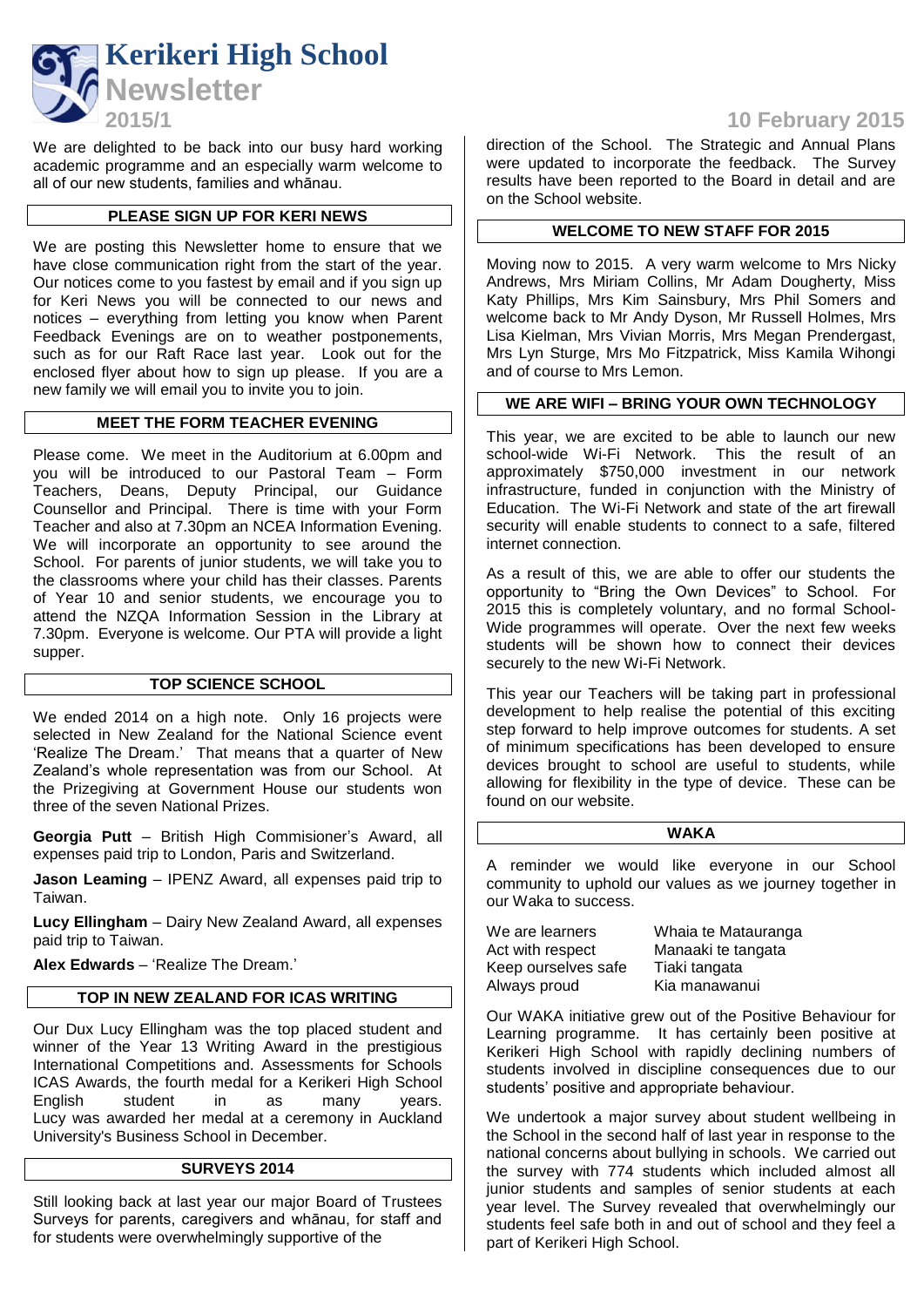# Kerikeri High School

## Newsletter

**2015/1** — **10 February 2015**

We are delighted to be back into our busy hard working academic programme and an especially warm welcome to all of our new students, families and whānau.

### PLEASE SIGN UP FOR KERI NEWS

We are posting this Newsletter home to ensure that we have close communication right from the start of the year. Our notices come to you fastest by email and if you sign up for Keri News you will be connected to our news and notices – everything from letting you know when Parent Feedback Evenings are on to weather postponements, such as for our Raft Race last year. Look out for the enclosed flyer about how to sign up please. If you are a new family we will email you to invite you to join.

### MEET THE FORM TEACHER EVENING

Please come. We meet in the Auditorium at 6.00pm and you will be introduced to our Pastoral Team – Form Teachers, Deans, Deputy Principal, our Guidance Counsellor and Principal. There is time with your Form Teacher and also at 7.30pm an NCEA Information Evening. We will incorporate an opportunity to see around the School. For parents of junior students, we will take you to the classrooms where your child has their classes. Parents of Year 10 and senior students, we encourage you to attend the NZQA Information Session in the Library at 7.30pm. Everyone is welcome. Our PTA will provide a light supper.

### TOP SCIENCE SCHOOL

We ended 2014 on a high note. Only 16 projects were selected in New Zealand for the National Science event 'Realize The Dream.' That means that a quarter of New Zealand's whole representation was from our School. At the Prizegiving at Government House our students won three of the seven National Prizes.

**Georgia Putt** – British High Commisioner's Award, all expenses paid trip to London, Paris and Switzerland.

**Jason Leaming** – IPENZ Award, all expenses paid trip to Taiwan.

**Lucy Ellingham** – Dairy New Zealand Award, all expenses paid trip to Taiwan.

**Alex Edwards** – 'Realize The Dream.'

### TOP IN NEW ZEALAND FOR ICAS WRITING

Our Dux Lucy Ellingham was the top placed student and winner of the Year 13 Writing Award in the prestigious International Competitions and. Assessments for Schools ICAS Awards, the fourth medal for a Kerikeri High School English student in as many years. Lucy was awarded her medal at a ceremony in Auckland University's Business School in December.

### SURVEYS 2014

Still looking back at last year our major Board of Trustees Surveys for parents, caregivers and whānau, for staff and for students were overwhelmingly supportive of the direction of the School. The Strategic and Annual Plans were updated to incorporate the feedback. The Survey results have been reported to the Board in detail and are on the School website.

### WELCOME TO NEW STAFF FOR 2015

Moving now to 2015. A very warm welcome to Mrs Nicky Andrews, Mrs Miriam Collins, Mr Adam Dougherty, Miss Katy Phillips, Mrs Kim Sainsbury, Mrs Phil Somers and welcome back to Mr Andy Dyson, Mr Russell Holmes, Mrs Lisa Kielman, Mrs Vivian Morris, Mrs Megan Prendergast, Mrs Lyn Sturge, Mrs Mo Fitzpatrick, Miss Kamila Wihongi and of course to Mrs Lemon.

### WE ARE WIFI – BRING YOUR OWN TECHNOLOGY

This year, we are excited to be able to launch our new school-wide Wi-Fi Network. This the result of an approximately $750,000 investment in our network infrastructure, funded in conjunction with the Ministry of Education. The Wi-Fi Network and state of the art firewall security will enable students to connect to a safe, filtered internet connection.

As a result of this, we are able to offer our students the opportunity to "Bring the Own Devices" to School. For 2015 this is completely voluntary, and no formal School-Wide programmes will operate. Over the next few weeks students will be shown how to connect their devices securely to the new Wi-Fi Network.

This year our Teachers will be taking part in professional development to help realise the potential of this exciting step forward to help improve outcomes for students. A set of minimum specifications has been developed to ensure devices brought to school are useful to students, while allowing for flexibility in the type of device. These can be found on our website.

### WAKA

A reminder we would like everyone in our School community to uphold our values as we journey together in our Waka to success.

| | |
|---|---|
| We are learners | Whaia te Matauranga |
| Act with respect | Manaaki te tangata |
| Keep ourselves safe | Tiaki tangata |
| Always proud | Kia manawanui |

Our WAKA initiative grew out of the Positive Behaviour for Learning programme. It has certainly been positive at Kerikeri High School with rapidly declining numbers of students involved in discipline consequences due to our students' positive and appropriate behaviour.

We undertook a major survey about student wellbeing in the School in the second half of last year in response to the national concerns about bullying in schools. We carried out the survey with 774 students which included almost all junior students and samples of senior students at each year level. The Survey revealed that overwhelmingly our students feel safe both in and out of school and they feel a part of Kerikeri High School.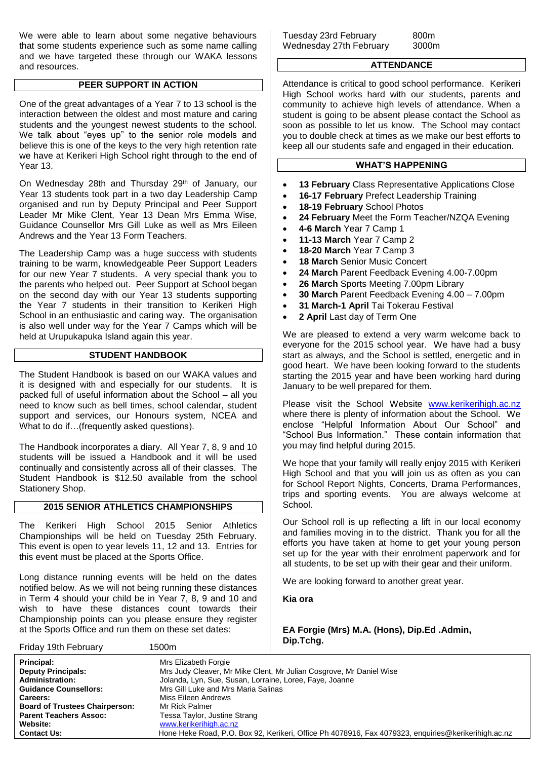We were able to learn about some negative behaviours that some students experience such as some name calling and we have targeted these through our WAKA lessons and resources.

## PEER SUPPORT IN ACTION

One of the great advantages of a Year 7 to 13 school is the interaction between the oldest and most mature and caring students and the youngest newest students to the school. We talk about "eyes up" to the senior role models and believe this is one of the keys to the very high retention rate we have at Kerikeri High School right through to the end of Year 13.

On Wednesday 28th and Thursday 29th of January, our Year 13 students took part in a two day Leadership Camp organised and run by Deputy Principal and Peer Support Leader Mr Mike Clent, Year 13 Dean Mrs Emma Wise, Guidance Counsellor Mrs Gill Luke as well as Mrs Eileen Andrews and the Year 13 Form Teachers.

The Leadership Camp was a huge success with students training to be warm, knowledgeable Peer Support Leaders for our new Year 7 students. A very special thank you to the parents who helped out. Peer Support at School began on the second day with our Year 13 students supporting the Year 7 students in their transition to Kerikeri High School in an enthusiastic and caring way. The organisation is also well under way for the Year 7 Camps which will be held at Urupukapuka Island again this year.

## STUDENT HANDBOOK

The Student Handbook is based on our WAKA values and it is designed with and especially for our students. It is packed full of useful information about the School – all you need to know such as bell times, school calendar, student support and services, our Honours system, NCEA and What to do if…(frequently asked questions).

The Handbook incorporates a diary. All Year 7, 8, 9 and 10 students will be issued a Handbook and it will be used continually and consistently across all of their classes. The Student Handbook is $12.50 available from the school Stationery Shop.

## 2015 SENIOR ATHLETICS CHAMPIONSHIPS

The Kerikeri High School 2015 Senior Athletics Championships will be held on Tuesday 25th February. This event is open to year levels 11, 12 and 13. Entries for this event must be placed at the Sports Office.

Long distance running events will be held on the dates notified below. As we will not being running these distances in Term 4 should your child be in Year 7, 8, 9 and 10 and wish to have these distances count towards their Championship points can you please ensure they register at the Sports Office and run them on these set dates:

| | |
|---|---|
| Friday 19th February | 1500m |
| Tuesday 23rd February | 800m |
| Wednesday 27th February | 3000m |

## ATTENDANCE

Attendance is critical to good school performance. Kerikeri High School works hard with our students, parents and community to achieve high levels of attendance. When a student is going to be absent please contact the School as soon as possible to let us know. The School may contact you to double check at times as we make our best efforts to keep all our students safe and engaged in their education.

## WHAT'S HAPPENING

- **13 February** Class Representative Applications Close
- **16-17 February** Prefect Leadership Training
- **18-19 February** School Photos
- **24 February** Meet the Form Teacher/NZQA Evening
- **4-6 March** Year 7 Camp 1
- **11-13 March** Year 7 Camp 2
- **18-20 March** Year 7 Camp 3
- **18 March** Senior Music Concert
- **24 March** Parent Feedback Evening 4.00-7.00pm
- **26 March** Sports Meeting 7.00pm Library
- **30 March** Parent Feedback Evening 4.00 – 7.00pm
- **31 March-1 April** Tai Tokerau Festival
- **2 April** Last day of Term One

We are pleased to extend a very warm welcome back to everyone for the 2015 school year. We have had a busy start as always, and the School is settled, energetic and in good heart. We have been looking forward to the students starting the 2015 year and have been working hard during January to be well prepared for them.

Please visit the School Website www.kerikerihigh.ac.nz where there is plenty of information about the School. We enclose "Helpful Information About Our School" and "School Bus Information." These contain information that you may find helpful during 2015.

We hope that your family will really enjoy 2015 with Kerikeri High School and that you will join us as often as you can for School Report Nights, Concerts, Drama Performances, trips and sporting events. You are always welcome at School.

Our School roll is up reflecting a lift in our local economy and families moving in to the district. Thank you for all the efforts you have taken at home to get your young person set up for the year with their enrolment paperwork and for all students, to be set up with their gear and their uniform.

We are looking forward to another great year.

**Kia ora**

**EA Forgie (Mrs) M.A. (Hons), Dip.Ed .Admin, Dip.Tchg.**

| | |
|---|---|
| **Principal:** | Mrs Elizabeth Forgie |
| **Deputy Principals:** | Mrs Judy Cleaver, Mr Mike Clent, Mr Julian Cosgrove, Mr Daniel Wise |
| **Administration:** | Jolanda, Lyn, Sue, Susan, Lorraine, Loree, Faye, Joanne |
| **Guidance Counsellors:** | Mrs Gill Luke and Mrs Maria Salinas |
| **Careers:** | Miss Eileen Andrews |
| **Board of Trustees Chairperson:** | Mr Rick Palmer |
| **Parent Teachers Assoc:** | Tessa Taylor, Justine Strang |
| **Website:** | www.kerikerihigh.ac.nz |
| **Contact Us:** | Hone Heke Road, P.O. Box 92, Kerikeri, Office Ph 4078916, Fax 4079323, enquiries@kerikerihigh.ac.nz |